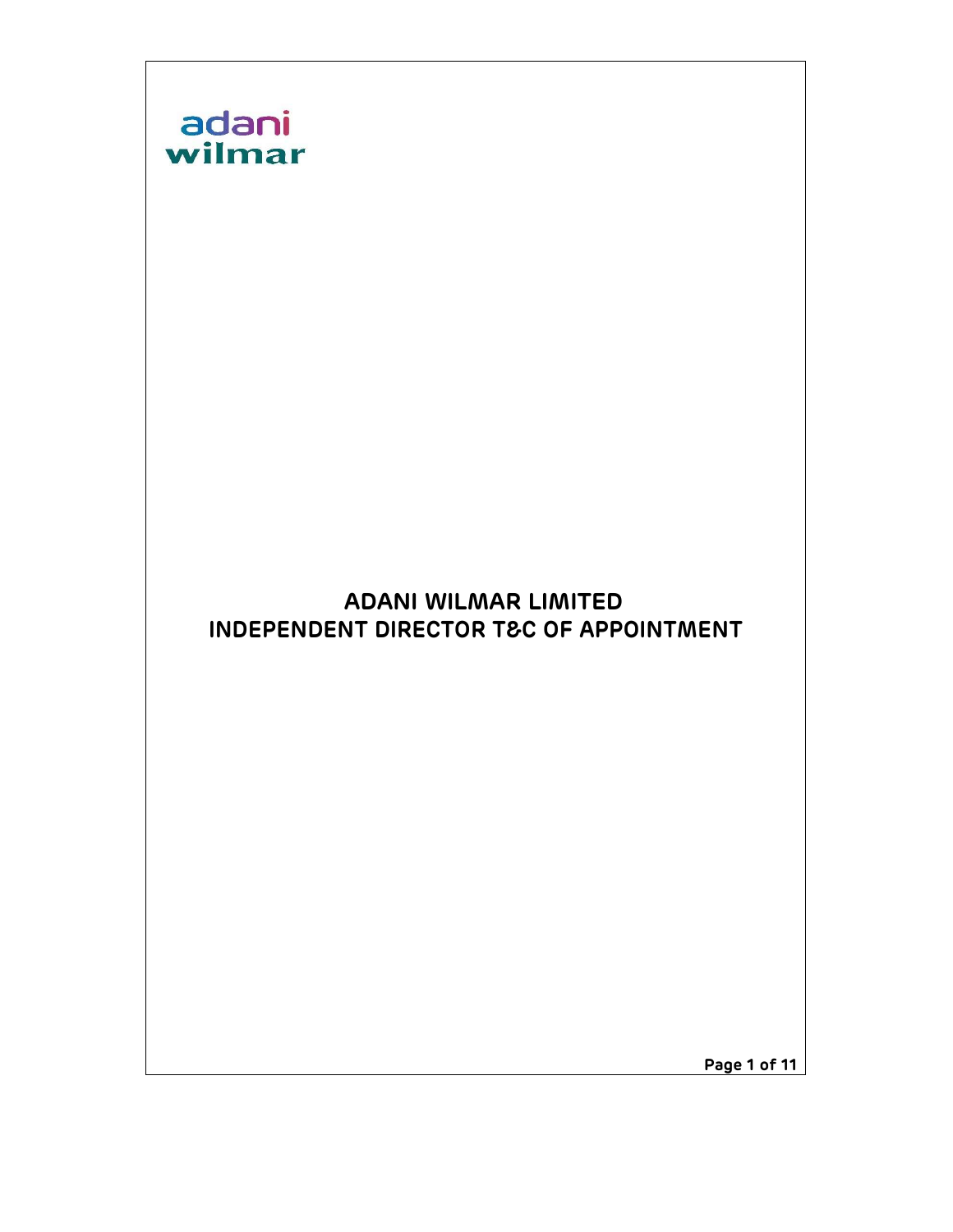adani
wilmar

# ADANI WILMAR LIMITED
# INDEPENDENT DIRECTOR T&C OF APPOINTMENT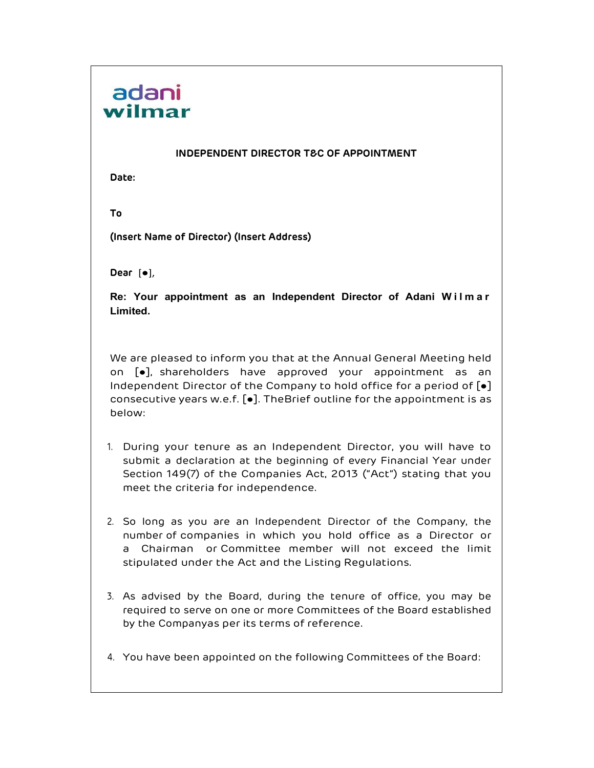adani wilmar

**INDEPENDENT DIRECTOR T&C OF APPOINTMENT**

**Date:**

**To**

**(Insert Name of Director) (Insert Address)**

**Dear** [●],

**Re: Your appointment as an Independent Director of Adani Wilmar Limited.**

We are pleased to inform you that at the Annual General Meeting held on [●], shareholders have approved your appointment as an Independent Director of the Company to hold office for a period of [●] consecutive years w.e.f. [●]. TheBrief outline for the appointment is as below:

1. During your tenure as an Independent Director, you will have to submit a declaration at the beginning of every Financial Year under Section 149(7) of the Companies Act, 2013 ("Act") stating that you meet the criteria for independence.

2. So long as you are an Independent Director of the Company, the number of companies in which you hold office as a Director or a Chairman or Committee member will not exceed the limit stipulated under the Act and the Listing Regulations.

3. As advised by the Board, during the tenure of office, you may be required to serve on one or more Committees of the Board established by the Companyas per its terms of reference.

4. You have been appointed on the following Committees of the Board: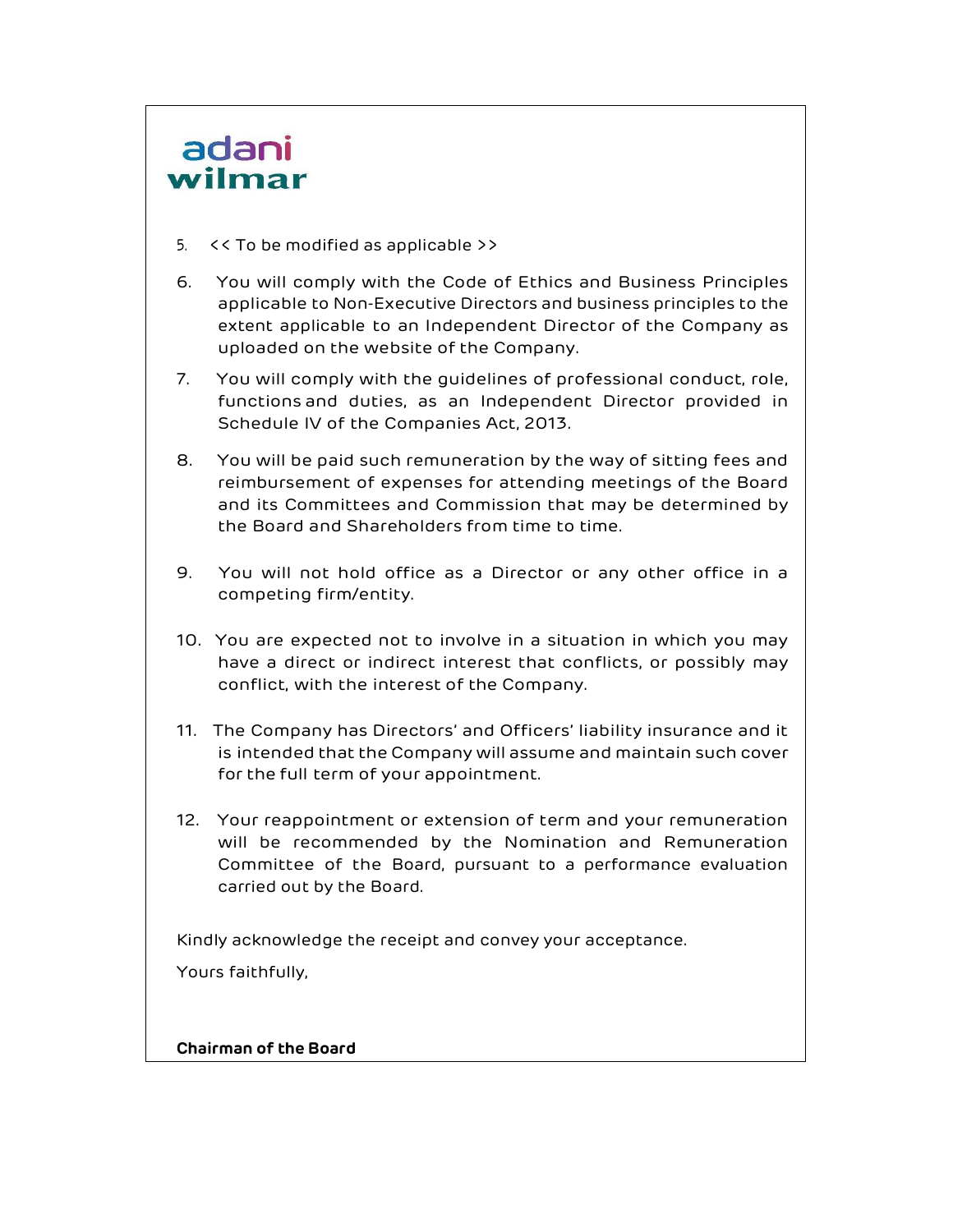adani wilmar

5. << To be modified as applicable >>

6. You will comply with the Code of Ethics and Business Principles applicable to Non-Executive Directors and business principles to the extent applicable to an Independent Director of the Company as uploaded on the website of the Company.

7. You will comply with the guidelines of professional conduct, role, functions and duties, as an Independent Director provided in Schedule IV of the Companies Act, 2013.

8. You will be paid such remuneration by the way of sitting fees and reimbursement of expenses for attending meetings of the Board and its Committees and Commission that may be determined by the Board and Shareholders from time to time.

9. You will not hold office as a Director or any other office in a competing firm/entity.

10. You are expected not to involve in a situation in which you may have a direct or indirect interest that conflicts, or possibly may conflict, with the interest of the Company.

11. The Company has Directors' and Officers' liability insurance and it is intended that the Company will assume and maintain such cover for the full term of your appointment.

12. Your reappointment or extension of term and your remuneration will be recommended by the Nomination and Remuneration Committee of the Board, pursuant to a performance evaluation carried out by the Board.

Kindly acknowledge the receipt and convey your acceptance.

Yours faithfully,

**Chairman of the Board**